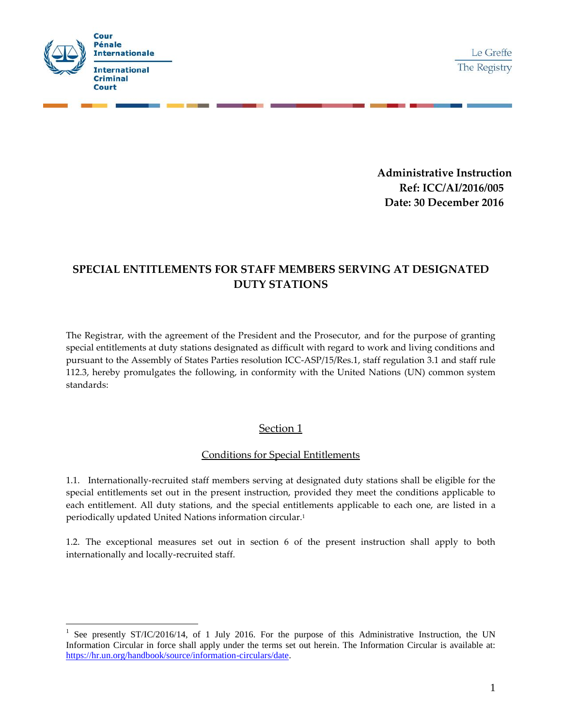Cour Pénale Internationale

International Criminal Court

Le Greffe

The Registry

**Administrative Instruction**
**Ref: ICC/AI/2016/005**
**Date: 30 December 2016**

# SPECIAL ENTITLEMENTS FOR STAFF MEMBERS SERVING AT DESIGNATED DUTY STATIONS

The Registrar, with the agreement of the President and the Prosecutor, and for the purpose of granting special entitlements at duty stations designated as difficult with regard to work and living conditions and pursuant to the Assembly of States Parties resolution ICC-ASP/15/Res.1, staff regulation 3.1 and staff rule 112.3, hereby promulgates the following, in conformity with the United Nations (UN) common system standards:

## Section 1

### Conditions for Special Entitlements

1.1. Internationally-recruited staff members serving at designated duty stations shall be eligible for the special entitlements set out in the present instruction, provided they meet the conditions applicable to each entitlement. All duty stations, and the special entitlements applicable to each one, are listed in a periodically updated United Nations information circular.[1]

1.2. The exceptional measures set out in section 6 of the present instruction shall apply to both internationally and locally-recruited staff.

---

[1] See presently ST/IC/2016/14, of 1 July 2016. For the purpose of this Administrative Instruction, the UN Information Circular in force shall apply under the terms set out herein. The Information Circular is available at: https://hr.un.org/handbook/source/information-circulars/date.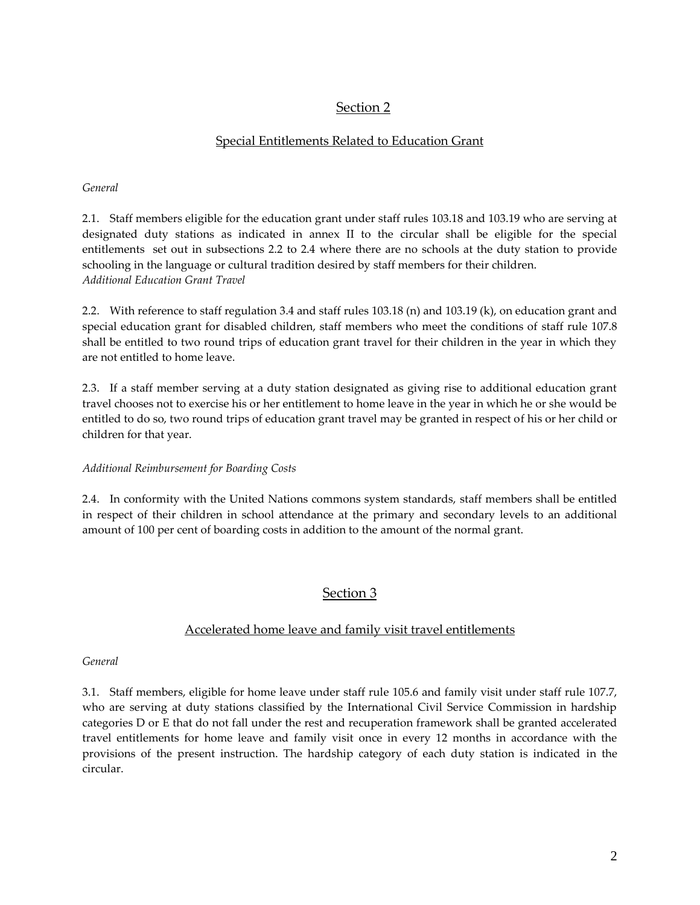## Section 2

### Special Entitlements Related to Education Grant

*General*

2.1. Staff members eligible for the education grant under staff rules 103.18 and 103.19 who are serving at designated duty stations as indicated in annex II to the circular shall be eligible for the special entitlements set out in subsections 2.2 to 2.4 where there are no schools at the duty station to provide schooling in the language or cultural tradition desired by staff members for their children.

*Additional Education Grant Travel*

2.2. With reference to staff regulation 3.4 and staff rules 103.18 (n) and 103.19 (k), on education grant and special education grant for disabled children, staff members who meet the conditions of staff rule 107.8 shall be entitled to two round trips of education grant travel for their children in the year in which they are not entitled to home leave.

2.3. If a staff member serving at a duty station designated as giving rise to additional education grant travel chooses not to exercise his or her entitlement to home leave in the year in which he or she would be entitled to do so, two round trips of education grant travel may be granted in respect of his or her child or children for that year.

*Additional Reimbursement for Boarding Costs*

2.4. In conformity with the United Nations commons system standards, staff members shall be entitled in respect of their children in school attendance at the primary and secondary levels to an additional amount of 100 per cent of boarding costs in addition to the amount of the normal grant.

## Section 3

### Accelerated home leave and family visit travel entitlements

*General*

3.1. Staff members, eligible for home leave under staff rule 105.6 and family visit under staff rule 107.7, who are serving at duty stations classified by the International Civil Service Commission in hardship categories D or E that do not fall under the rest and recuperation framework shall be granted accelerated travel entitlements for home leave and family visit once in every 12 months in accordance with the provisions of the present instruction. The hardship category of each duty station is indicated in the circular.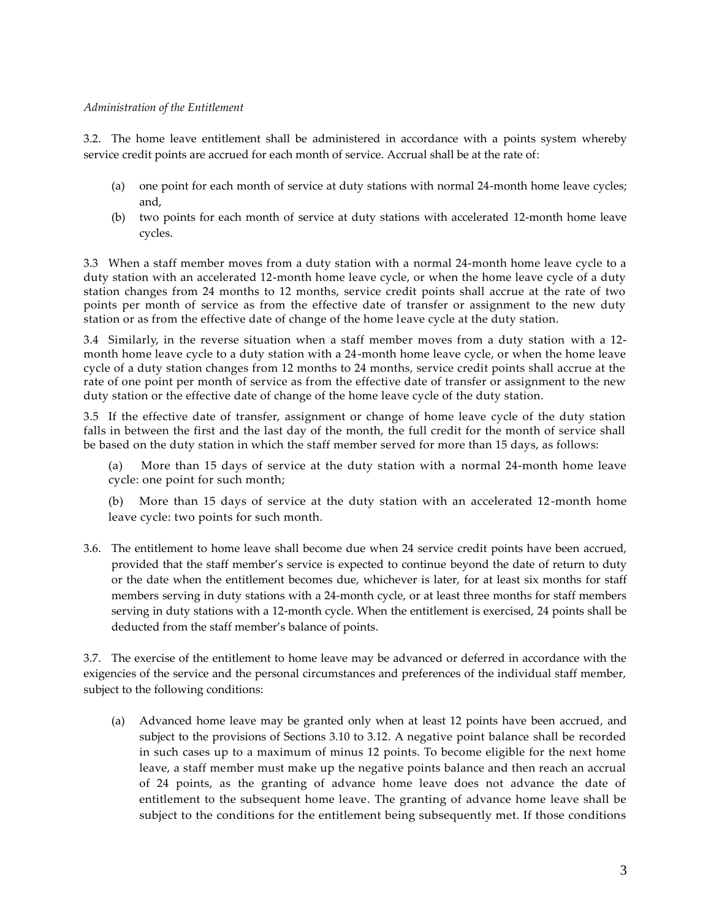*Administration of the Entitlement*

3.2. The home leave entitlement shall be administered in accordance with a points system whereby service credit points are accrued for each month of service. Accrual shall be at the rate of:

(a) one point for each month of service at duty stations with normal 24-month home leave cycles; and,

(b) two points for each month of service at duty stations with accelerated 12-month home leave cycles.

3.3 When a staff member moves from a duty station with a normal 24-month home leave cycle to a duty station with an accelerated 12-month home leave cycle, or when the home leave cycle of a duty station changes from 24 months to 12 months, service credit points shall accrue at the rate of two points per month of service as from the effective date of transfer or assignment to the new duty station or as from the effective date of change of the home leave cycle at the duty station.

3.4 Similarly, in the reverse situation when a staff member moves from a duty station with a 12-month home leave cycle to a duty station with a 24-month home leave cycle, or when the home leave cycle of a duty station changes from 12 months to 24 months, service credit points shall accrue at the rate of one point per month of service as from the effective date of transfer or assignment to the new duty station or the effective date of change of the home leave cycle of the duty station.

3.5 If the effective date of transfer, assignment or change of home leave cycle of the duty station falls in between the first and the last day of the month, the full credit for the month of service shall be based on the duty station in which the staff member served for more than 15 days, as follows:

(a) More than 15 days of service at the duty station with a normal 24-month home leave cycle: one point for such month;

(b) More than 15 days of service at the duty station with an accelerated 12-month home leave cycle: two points for such month.

3.6. The entitlement to home leave shall become due when 24 service credit points have been accrued, provided that the staff member's service is expected to continue beyond the date of return to duty or the date when the entitlement becomes due, whichever is later, for at least six months for staff members serving in duty stations with a 24-month cycle, or at least three months for staff members serving in duty stations with a 12-month cycle. When the entitlement is exercised, 24 points shall be deducted from the staff member's balance of points.

3.7. The exercise of the entitlement to home leave may be advanced or deferred in accordance with the exigencies of the service and the personal circumstances and preferences of the individual staff member, subject to the following conditions:

(a) Advanced home leave may be granted only when at least 12 points have been accrued, and subject to the provisions of Sections 3.10 to 3.12. A negative point balance shall be recorded in such cases up to a maximum of minus 12 points. To become eligible for the next home leave, a staff member must make up the negative points balance and then reach an accrual of 24 points, as the granting of advance home leave does not advance the date of entitlement to the subsequent home leave. The granting of advance home leave shall be subject to the conditions for the entitlement being subsequently met. If those conditions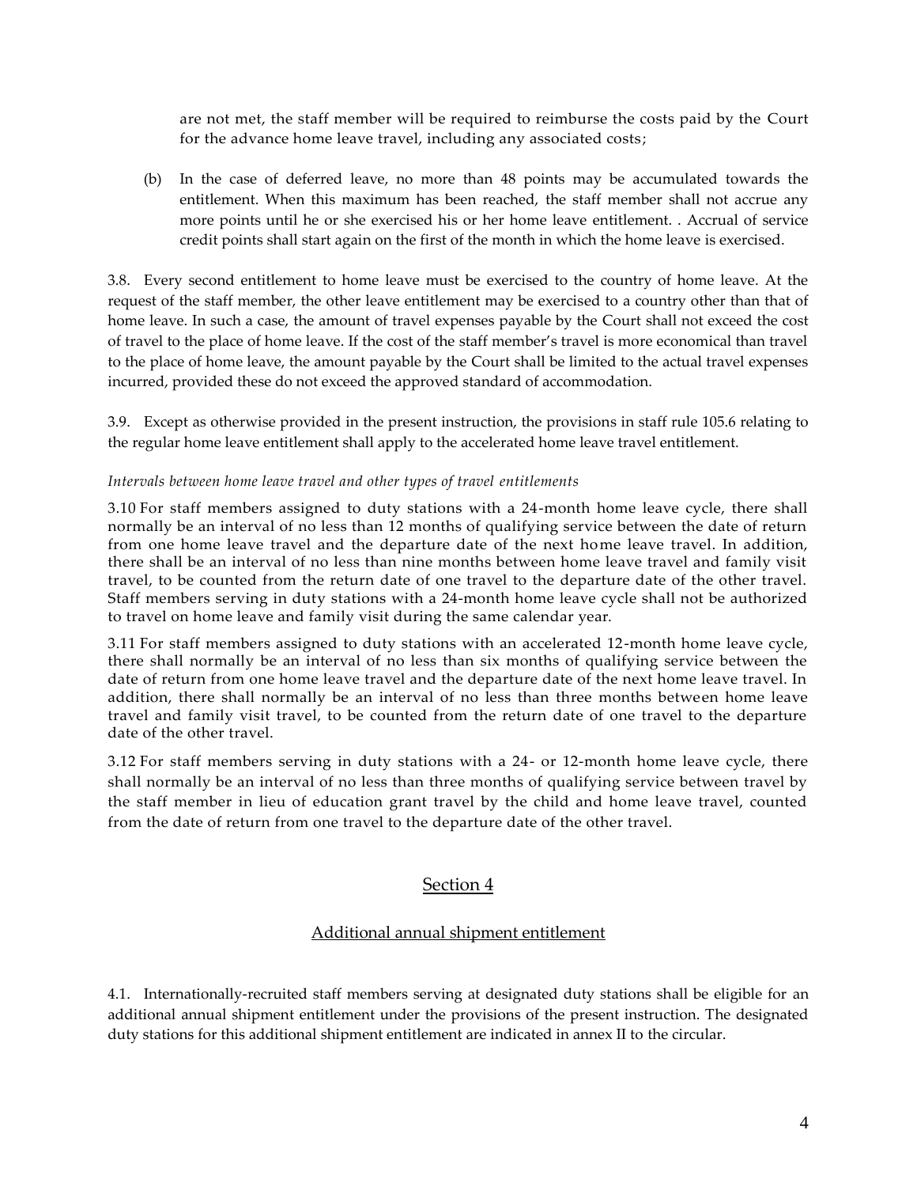are not met, the staff member will be required to reimburse the costs paid by the Court for the advance home leave travel, including any associated costs;

(b) In the case of deferred leave, no more than 48 points may be accumulated towards the entitlement. When this maximum has been reached, the staff member shall not accrue any more points until he or she exercised his or her home leave entitlement. . Accrual of service credit points shall start again on the first of the month in which the home leave is exercised.

3.8. Every second entitlement to home leave must be exercised to the country of home leave. At the request of the staff member, the other leave entitlement may be exercised to a country other than that of home leave. In such a case, the amount of travel expenses payable by the Court shall not exceed the cost of travel to the place of home leave. If the cost of the staff member's travel is more economical than travel to the place of home leave, the amount payable by the Court shall be limited to the actual travel expenses incurred, provided these do not exceed the approved standard of accommodation.

3.9. Except as otherwise provided in the present instruction, the provisions in staff rule 105.6 relating to the regular home leave entitlement shall apply to the accelerated home leave travel entitlement.

*Intervals between home leave travel and other types of travel entitlements*

3.10 For staff members assigned to duty stations with a 24-month home leave cycle, there shall normally be an interval of no less than 12 months of qualifying service between the date of return from one home leave travel and the departure date of the next home leave travel. In addition, there shall be an interval of no less than nine months between home leave travel and family visit travel, to be counted from the return date of one travel to the departure date of the other travel. Staff members serving in duty stations with a 24-month home leave cycle shall not be authorized to travel on home leave and family visit during the same calendar year.

3.11 For staff members assigned to duty stations with an accelerated 12-month home leave cycle, there shall normally be an interval of no less than six months of qualifying service between the date of return from one home leave travel and the departure date of the next home leave travel. In addition, there shall normally be an interval of no less than three months between home leave travel and family visit travel, to be counted from the return date of one travel to the departure date of the other travel.

3.12 For staff members serving in duty stations with a 24- or 12-month home leave cycle, there shall normally be an interval of no less than three months of qualifying service between travel by the staff member in lieu of education grant travel by the child and home leave travel, counted from the date of return from one travel to the departure date of the other travel.

## Section 4

### Additional annual shipment entitlement

4.1. Internationally-recruited staff members serving at designated duty stations shall be eligible for an additional annual shipment entitlement under the provisions of the present instruction. The designated duty stations for this additional shipment entitlement are indicated in annex II to the circular.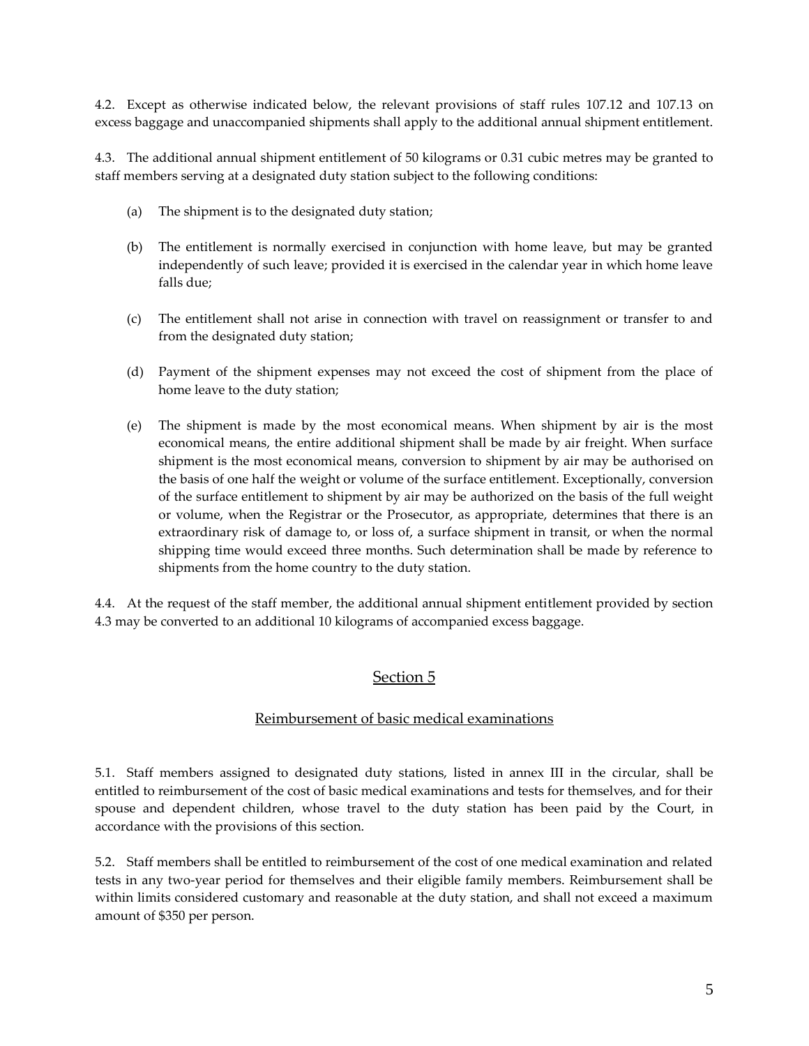4.2. Except as otherwise indicated below, the relevant provisions of staff rules 107.12 and 107.13 on excess baggage and unaccompanied shipments shall apply to the additional annual shipment entitlement.

4.3. The additional annual shipment entitlement of 50 kilograms or 0.31 cubic metres may be granted to staff members serving at a designated duty station subject to the following conditions:

(a) The shipment is to the designated duty station;

(b) The entitlement is normally exercised in conjunction with home leave, but may be granted independently of such leave; provided it is exercised in the calendar year in which home leave falls due;

(c) The entitlement shall not arise in connection with travel on reassignment or transfer to and from the designated duty station;

(d) Payment of the shipment expenses may not exceed the cost of shipment from the place of home leave to the duty station;

(e) The shipment is made by the most economical means. When shipment by air is the most economical means, the entire additional shipment shall be made by air freight. When surface shipment is the most economical means, conversion to shipment by air may be authorised on the basis of one half the weight or volume of the surface entitlement. Exceptionally, conversion of the surface entitlement to shipment by air may be authorized on the basis of the full weight or volume, when the Registrar or the Prosecutor, as appropriate, determines that there is an extraordinary risk of damage to, or loss of, a surface shipment in transit, or when the normal shipping time would exceed three months. Such determination shall be made by reference to shipments from the home country to the duty station.

4.4. At the request of the staff member, the additional annual shipment entitlement provided by section 4.3 may be converted to an additional 10 kilograms of accompanied excess baggage.

## Section 5

### Reimbursement of basic medical examinations

5.1. Staff members assigned to designated duty stations, listed in annex III in the circular, shall be entitled to reimbursement of the cost of basic medical examinations and tests for themselves, and for their spouse and dependent children, whose travel to the duty station has been paid by the Court, in accordance with the provisions of this section.

5.2. Staff members shall be entitled to reimbursement of the cost of one medical examination and related tests in any two-year period for themselves and their eligible family members. Reimbursement shall be within limits considered customary and reasonable at the duty station, and shall not exceed a maximum amount of $350 per person.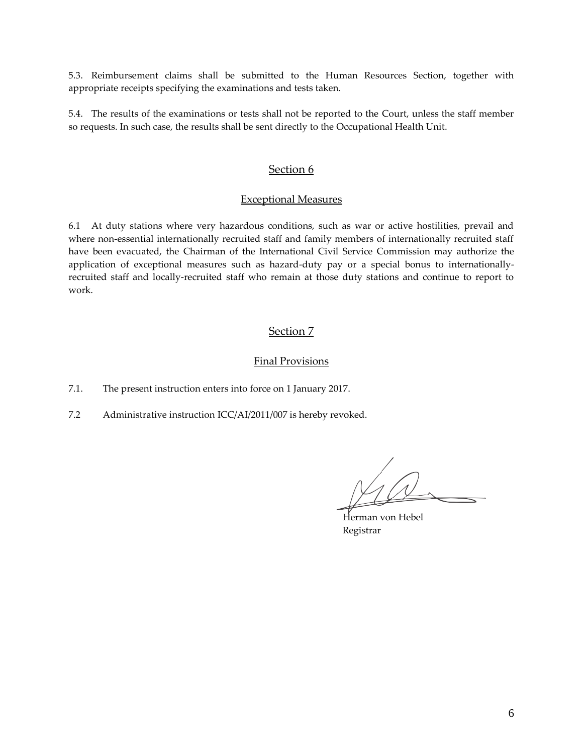5.3. Reimbursement claims shall be submitted to the Human Resources Section, together with appropriate receipts specifying the examinations and tests taken.

5.4. The results of the examinations or tests shall not be reported to the Court, unless the staff member so requests. In such case, the results shall be sent directly to the Occupational Health Unit.

## Section 6

### Exceptional Measures

6.1 At duty stations where very hazardous conditions, such as war or active hostilities, prevail and where non-essential internationally recruited staff and family members of internationally recruited staff have been evacuated, the Chairman of the International Civil Service Commission may authorize the application of exceptional measures such as hazard-duty pay or a special bonus to internationally-recruited staff and locally-recruited staff who remain at those duty stations and continue to report to work.

## Section 7

### Final Provisions

7.1. The present instruction enters into force on 1 January 2017.

7.2 Administrative instruction ICC/AI/2011/007 is hereby revoked.

Herman von Hebel
Registrar